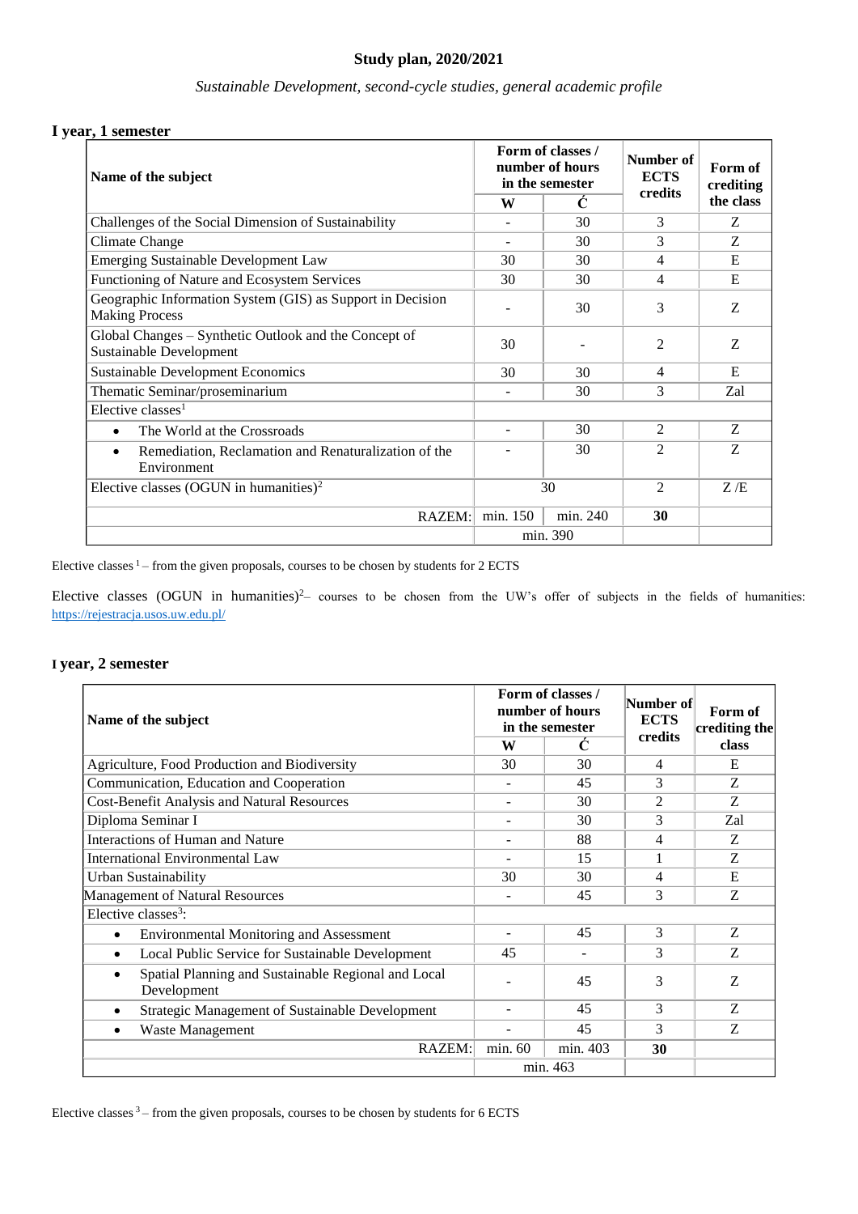## Study plan, 2020/2021

*Sustainable Development, second-cycle studies, general academic profile*

### I year, 1 semester

| Name of the subject | Form of classes / number of hours in the semester | | Number of ECTS credits | Form of crediting the class |
|---|---|---|---|---|
| | W | Ć | | |
| Challenges of the Social Dimension of Sustainability | - | 30 | 3 | Z |
| Climate Change | - | 30 | 3 | Z |
| Emerging Sustainable Development Law | 30 | 30 | 4 | E |
| Functioning of Nature and Ecosystem Services | 30 | 30 | 4 | E |
| Geographic Information System (GIS) as Support in Decision Making Process | - | 30 | 3 | Z |
| Global Changes – Synthetic Outlook and the Concept of Sustainable Development | 30 | - | 2 | Z |
| Sustainable Development Economics | 30 | 30 | 4 | E |
| Thematic Seminar/proseminarium | - | 30 | 3 | Zal |
| Elective classes[1] | | | | |
| • The World at the Crossroads | - | 30 | 2 | Z |
| • Remediation, Reclamation and Renaturalization of the Environment | - | 30 | 2 | Z |
| Elective classes (OGUN in humanities)[2] | 30 | | 2 | Z /E |
| RAZEM: | min. 150 | min. 240 | 30 | |
| | min. 390 | | | |

Elective classes [1] – from the given proposals, courses to be chosen by students for 2 ECTS

Elective classes (OGUN in humanities)[2]– courses to be chosen from the UW's offer of subjects in the fields of humanities: https://rejestracja.usos.uw.edu.pl/

### I year, 2 semester

| Name of the subject | Form of classes / number of hours in the semester | | Number of ECTS credits | Form of crediting the class |
|---|---|---|---|---|
| | W | Ć | | |
| Agriculture, Food Production and Biodiversity | 30 | 30 | 4 | E |
| Communication, Education and Cooperation | - | 45 | 3 | Z |
| Cost-Benefit Analysis and Natural Resources | - | 30 | 2 | Z |
| Diploma Seminar I | - | 30 | 3 | Zal |
| Interactions of Human and Nature | - | 88 | 4 | Z |
| International Environmental Law | - | 15 | 1 | Z |
| Urban Sustainability | 30 | 30 | 4 | E |
| Management of Natural Resources | - | 45 | 3 | Z |
| Elective classes[3]: | | | | |
| • Environmental Monitoring and Assessment | - | 45 | 3 | Z |
| • Local Public Service for Sustainable Development | 45 | - | 3 | Z |
| • Spatial Planning and Sustainable Regional and Local Development | - | 45 | 3 | Z |
| • Strategic Management of Sustainable Development | - | 45 | 3 | Z |
| • Waste Management | - | 45 | 3 | Z |
| RAZEM: | min. 60 | min. 403 | 30 | |
| | min. 463 | | | |

Elective classes [3] – from the given proposals, courses to be chosen by students for 6 ECTS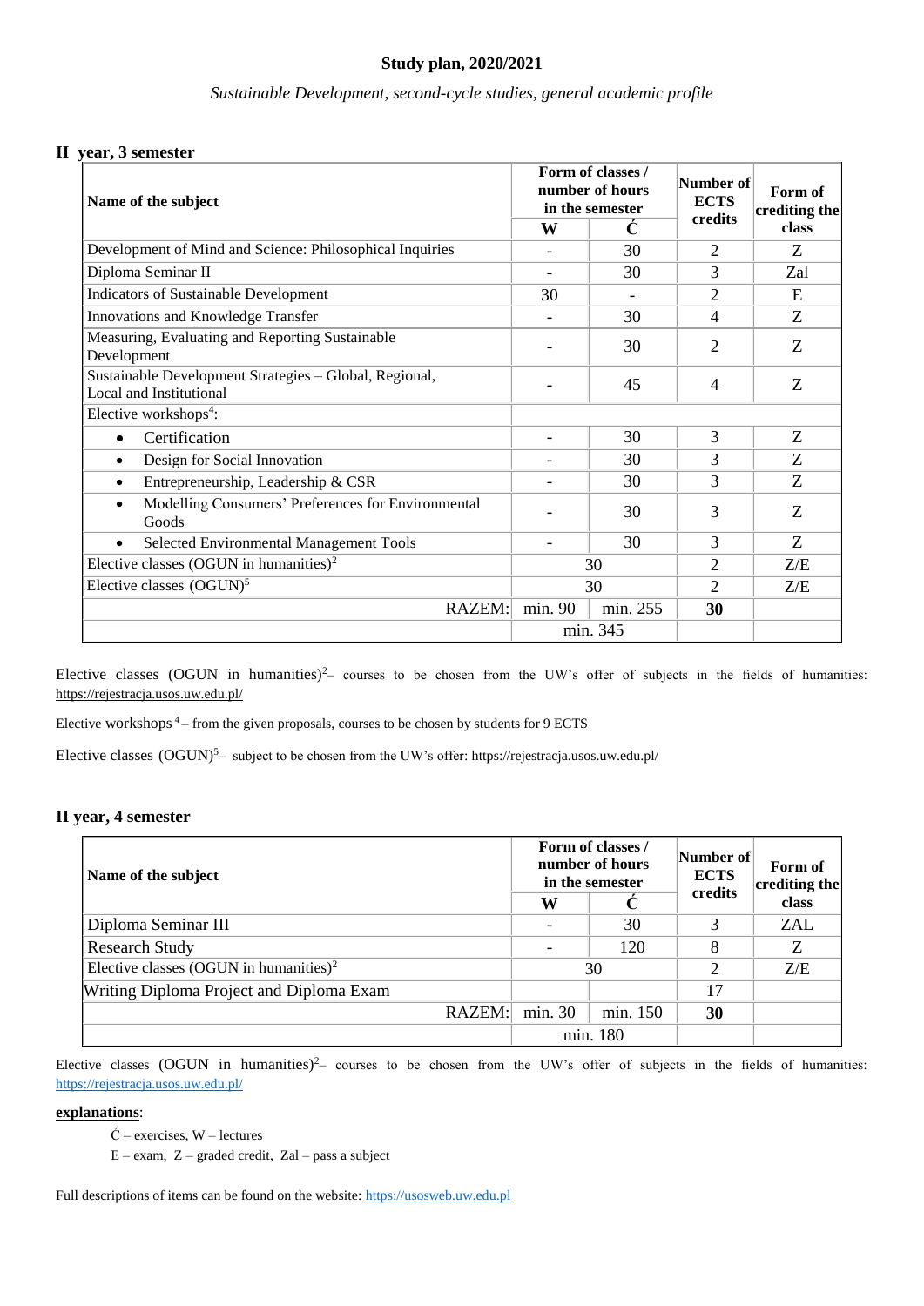**Study plan, 2020/2021**

*Sustainable Development, second-cycle studies, general academic profile*

### II year, 3 semester

| Name of the subject | Form of classes / number of hours in the semester | | Number of ECTS credits | Form of crediting the class |
|---|---|---|---|---|
| | W | Ć | | |
| Development of Mind and Science: Philosophical Inquiries | - | 30 | 2 | Z |
| Diploma Seminar II | - | 30 | 3 | Zal |
| Indicators of Sustainable Development | 30 | - | 2 | E |
| Innovations and Knowledge Transfer | - | 30 | 4 | Z |
| Measuring, Evaluating and Reporting Sustainable Development | - | 30 | 2 | Z |
| Sustainable Development Strategies – Global, Regional, Local and Institutional | - | 45 | 4 | Z |
| Elective workshops[4]: | | | | |
| • Certification | - | 30 | 3 | Z |
| • Design for Social Innovation | - | 30 | 3 | Z |
| • Entrepreneurship, Leadership & CSR | - | 30 | 3 | Z |
| • Modelling Consumers' Preferences for Environmental Goods | - | 30 | 3 | Z |
| • Selected Environmental Management Tools | - | 30 | 3 | Z |
| Elective classes (OGUN in humanities)[2] | 30 | | 2 | Z/E |
| Elective classes (OGUN)[5] | 30 | | 2 | Z/E |
| RAZEM: | min. 90 | min. 255 | **30** | |
| | min. 345 | | | |

Elective classes (OGUN in humanities)[2]– courses to be chosen from the UW's offer of subjects in the fields of humanities: https://rejestracja.usos.uw.edu.pl/

Elective workshops [4] – from the given proposals, courses to be chosen by students for 9 ECTS

Elective classes (OGUN)[5]– subject to be chosen from the UW's offer: https://rejestracja.usos.uw.edu.pl/

### II year, 4 semester

| Name of the subject | Form of classes / number of hours in the semester | | Number of ECTS credits | Form of crediting the class |
|---|---|---|---|---|
| | W | Ć | | |
| Diploma Seminar III | - | 30 | 3 | ZAL |
| Research Study | - | 120 | 8 | Z |
| Elective classes (OGUN in humanities)[2] | 30 | | 2 | Z/E |
| Writing Diploma Project and Diploma Exam | | | 17 | |
| RAZEM: | min. 30 | min. 150 | **30** | |
| | min. 180 | | | |

Elective classes (OGUN in humanities)[2]– courses to be chosen from the UW's offer of subjects in the fields of humanities: https://rejestracja.usos.uw.edu.pl/

**explanations**:

Ć – exercises, W – lectures

E – exam, Z – graded credit, Zal – pass a subject

Full descriptions of items can be found on the website: https://usosweb.uw.edu.pl